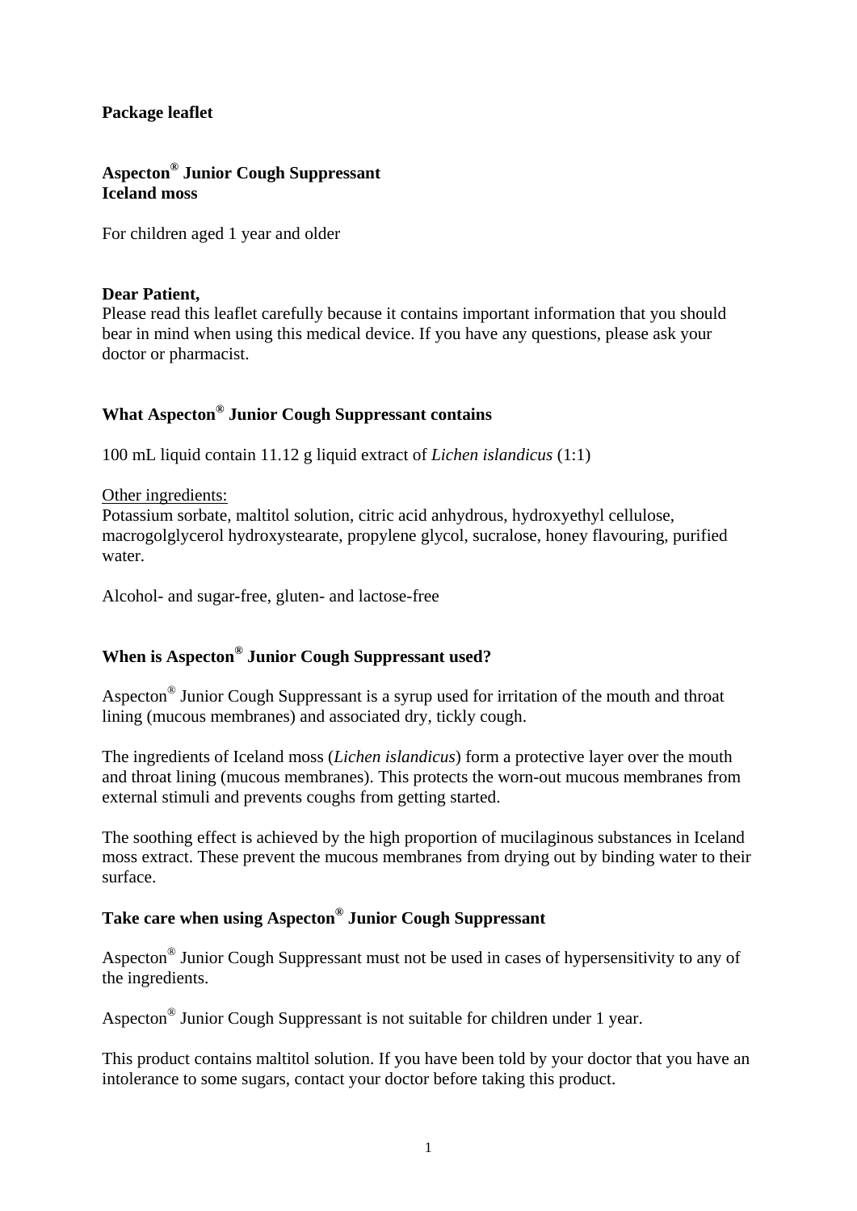**Package leaflet**

**Aspecton® Junior Cough Suppressant**
**Iceland moss**

For children aged 1 year and older

**Dear Patient,**
Please read this leaflet carefully because it contains important information that you should bear in mind when using this medical device. If you have any questions, please ask your doctor or pharmacist.

## What Aspecton® Junior Cough Suppressant contains

100 mL liquid contain 11.12 g liquid extract of *Lichen islandicus* (1:1)

Other ingredients:
Potassium sorbate, maltitol solution, citric acid anhydrous, hydroxyethyl cellulose, macrogolglycerol hydroxystearate, propylene glycol, sucralose, honey flavouring, purified water.

Alcohol- and sugar-free, gluten- and lactose-free

## When is Aspecton® Junior Cough Suppressant used?

Aspecton® Junior Cough Suppressant is a syrup used for irritation of the mouth and throat lining (mucous membranes) and associated dry, tickly cough.

The ingredients of Iceland moss (*Lichen islandicus*) form a protective layer over the mouth and throat lining (mucous membranes). This protects the worn-out mucous membranes from external stimuli and prevents coughs from getting started.

The soothing effect is achieved by the high proportion of mucilaginous substances in Iceland moss extract. These prevent the mucous membranes from drying out by binding water to their surface.

## Take care when using Aspecton® Junior Cough Suppressant

Aspecton® Junior Cough Suppressant must not be used in cases of hypersensitivity to any of the ingredients.

Aspecton® Junior Cough Suppressant is not suitable for children under 1 year.

This product contains maltitol solution. If you have been told by your doctor that you have an intolerance to some sugars, contact your doctor before taking this product.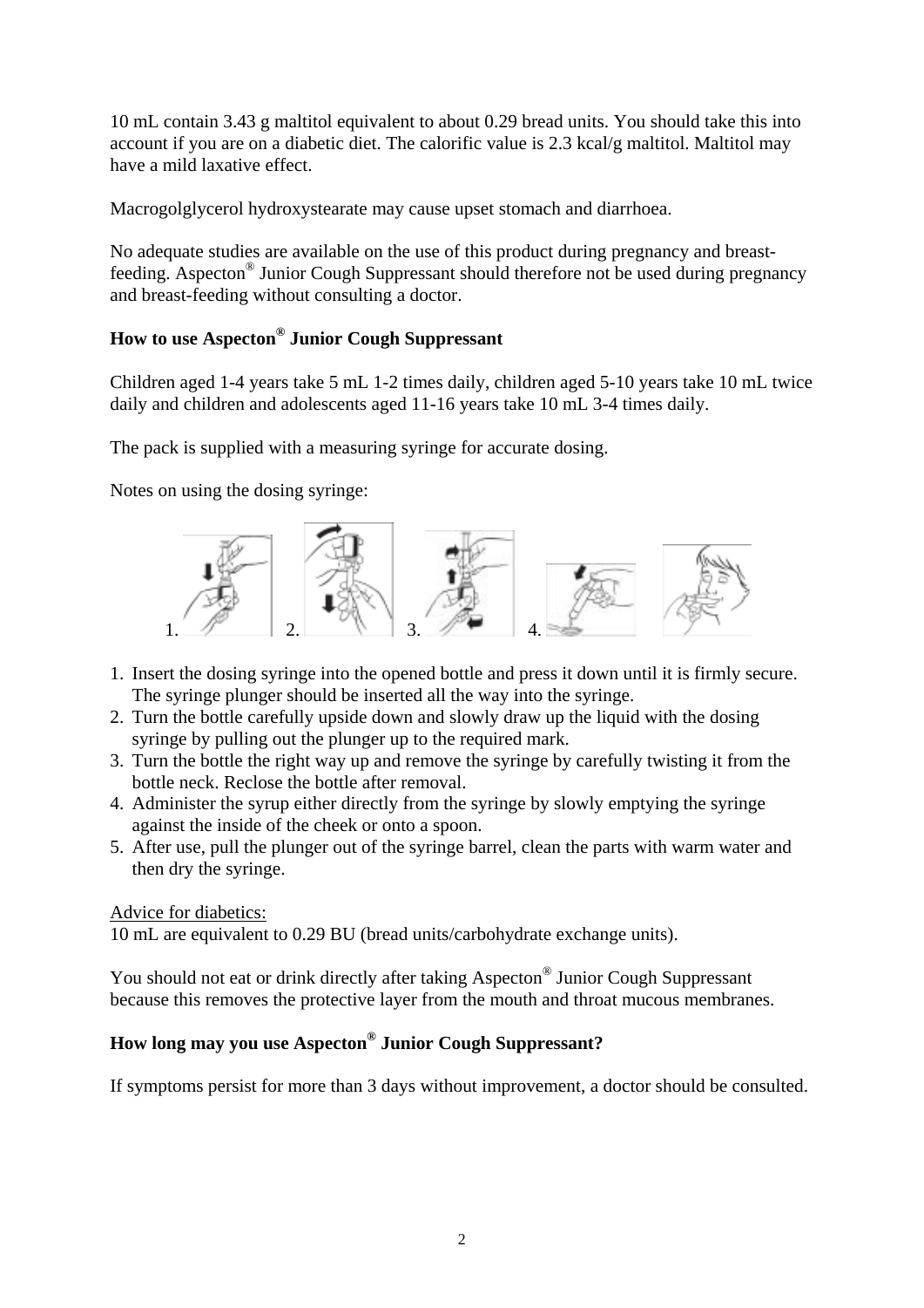10 mL contain 3.43 g maltitol equivalent to about 0.29 bread units. You should take this into account if you are on a diabetic diet. The calorific value is 2.3 kcal/g maltitol. Maltitol may have a mild laxative effect.

Macrogolglycerol hydroxystearate may cause upset stomach and diarrhoea.

No adequate studies are available on the use of this product during pregnancy and breast-feeding. Aspecton® Junior Cough Suppressant should therefore not be used during pregnancy and breast-feeding without consulting a doctor.

**How to use Aspecton® Junior Cough Suppressant**

Children aged 1-4 years take 5 mL 1-2 times daily, children aged 5-10 years take 10 mL twice daily and children and adolescents aged 11-16 years take 10 mL 3-4 times daily.

The pack is supplied with a measuring syringe for accurate dosing.

Notes on using the dosing syringe:

1. Insert the dosing syringe into the opened bottle and press it down until it is firmly secure. The syringe plunger should be inserted all the way into the syringe.
2. Turn the bottle carefully upside down and slowly draw up the liquid with the dosing syringe by pulling out the plunger up to the required mark.
3. Turn the bottle the right way up and remove the syringe by carefully twisting it from the bottle neck. Reclose the bottle after removal.
4. Administer the syrup either directly from the syringe by slowly emptying the syringe against the inside of the cheek or onto a spoon.
5. After use, pull the plunger out of the syringe barrel, clean the parts with warm water and then dry the syringe.

Advice for diabetics:
10 mL are equivalent to 0.29 BU (bread units/carbohydrate exchange units).

You should not eat or drink directly after taking Aspecton® Junior Cough Suppressant because this removes the protective layer from the mouth and throat mucous membranes.

**How long may you use Aspecton® Junior Cough Suppressant?**

If symptoms persist for more than 3 days without improvement, a doctor should be consulted.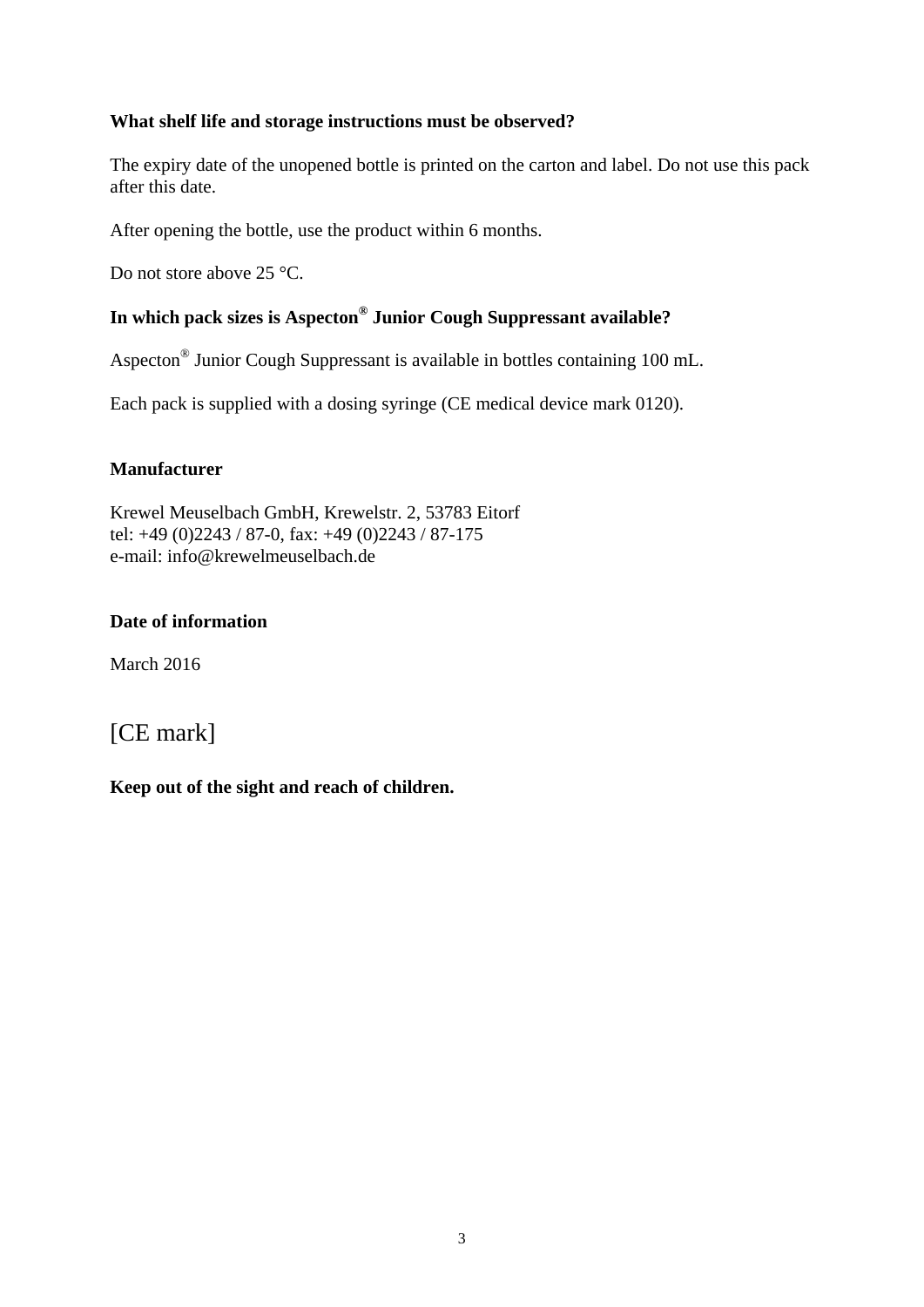**What shelf life and storage instructions must be observed?**

The expiry date of the unopened bottle is printed on the carton and label. Do not use this pack after this date.

After opening the bottle, use the product within 6 months.

Do not store above 25 °C.

**In which pack sizes is Aspecton® Junior Cough Suppressant available?**

Aspecton® Junior Cough Suppressant is available in bottles containing 100 mL.

Each pack is supplied with a dosing syringe (CE medical device mark 0120).

**Manufacturer**

Krewel Meuselbach GmbH, Krewelstr. 2, 53783 Eitorf
tel: +49 (0)2243 / 87-0, fax: +49 (0)2243 / 87-175
e-mail: info@krewelmeuselbach.de

**Date of information**

March 2016

[CE mark]

**Keep out of the sight and reach of children.**